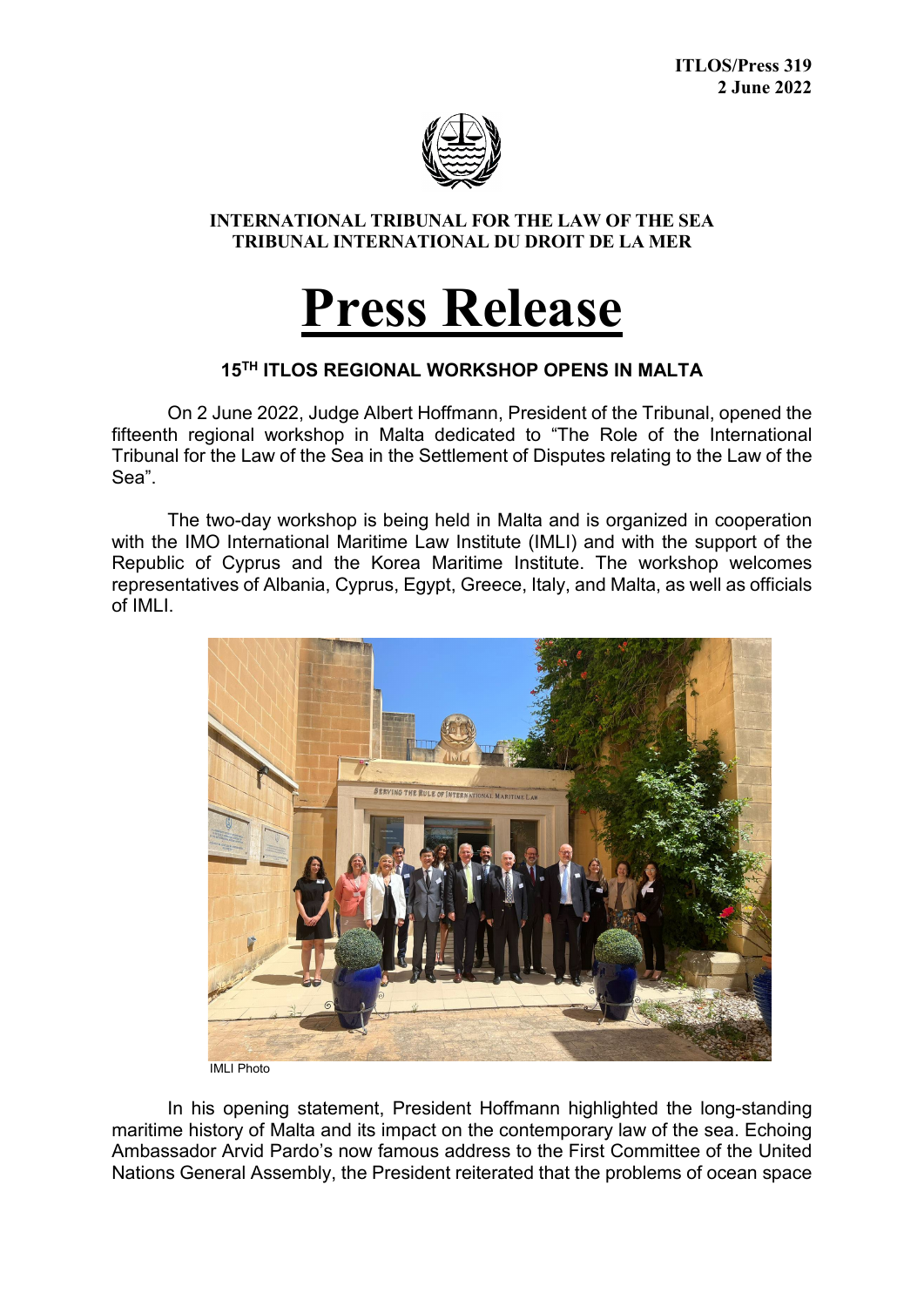ITLOS/Press 319
2 June 2022

INTERNATIONAL TRIBUNAL FOR THE LAW OF THE SEA
TRIBUNAL INTERNATIONAL DU DROIT DE LA MER

# Press Release

## 15TH ITLOS REGIONAL WORKSHOP OPENS IN MALTA

On 2 June 2022, Judge Albert Hoffmann, President of the Tribunal, opened the fifteenth regional workshop in Malta dedicated to "The Role of the International Tribunal for the Law of the Sea in the Settlement of Disputes relating to the Law of the Sea".

The two-day workshop is being held in Malta and is organized in cooperation with the IMO International Maritime Law Institute (IMLI) and with the support of the Republic of Cyprus and the Korea Maritime Institute. The workshop welcomes representatives of Albania, Cyprus, Egypt, Greece, Italy, and Malta, as well as officials of IMLI.

IMLI Photo

In his opening statement, President Hoffmann highlighted the long-standing maritime history of Malta and its impact on the contemporary law of the sea. Echoing Ambassador Arvid Pardo's now famous address to the First Committee of the United Nations General Assembly, the President reiterated that the problems of ocean space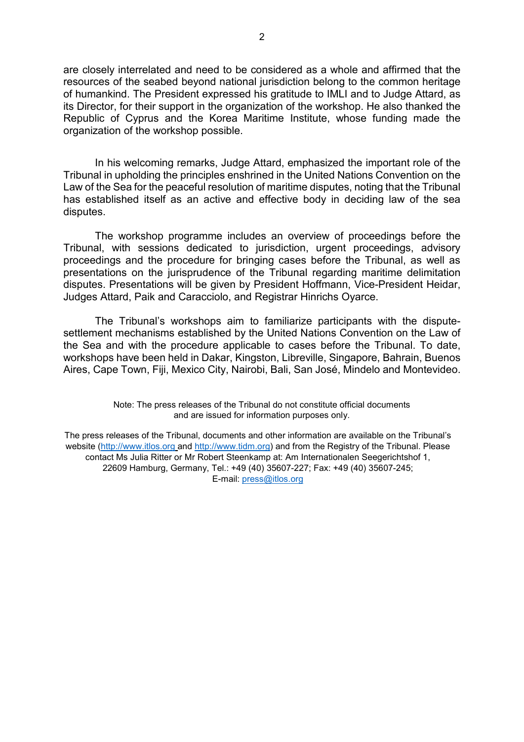are closely interrelated and need to be considered as a whole and affirmed that the resources of the seabed beyond national jurisdiction belong to the common heritage of humankind. The President expressed his gratitude to IMLI and to Judge Attard, as its Director, for their support in the organization of the workshop. He also thanked the Republic of Cyprus and the Korea Maritime Institute, whose funding made the organization of the workshop possible.

In his welcoming remarks, Judge Attard, emphasized the important role of the Tribunal in upholding the principles enshrined in the United Nations Convention on the Law of the Sea for the peaceful resolution of maritime disputes, noting that the Tribunal has established itself as an active and effective body in deciding law of the sea disputes.

The workshop programme includes an overview of proceedings before the Tribunal, with sessions dedicated to jurisdiction, urgent proceedings, advisory proceedings and the procedure for bringing cases before the Tribunal, as well as presentations on the jurisprudence of the Tribunal regarding maritime delimitation disputes. Presentations will be given by President Hoffmann, Vice-President Heidar, Judges Attard, Paik and Caracciolo, and Registrar Hinrichs Oyarce.

The Tribunal's workshops aim to familiarize participants with the dispute-settlement mechanisms established by the United Nations Convention on the Law of the Sea and with the procedure applicable to cases before the Tribunal. To date, workshops have been held in Dakar, Kingston, Libreville, Singapore, Bahrain, Buenos Aires, Cape Town, Fiji, Mexico City, Nairobi, Bali, San José, Mindelo and Montevideo.

Note: The press releases of the Tribunal do not constitute official documents and are issued for information purposes only.

The press releases of the Tribunal, documents and other information are available on the Tribunal's website (http://www.itlos.org and http://www.tidm.org) and from the Registry of the Tribunal. Please contact Ms Julia Ritter or Mr Robert Steenkamp at: Am Internationalen Seegerichtshof 1, 22609 Hamburg, Germany, Tel.: +49 (40) 35607-227; Fax: +49 (40) 35607-245; E-mail: press@itlos.org